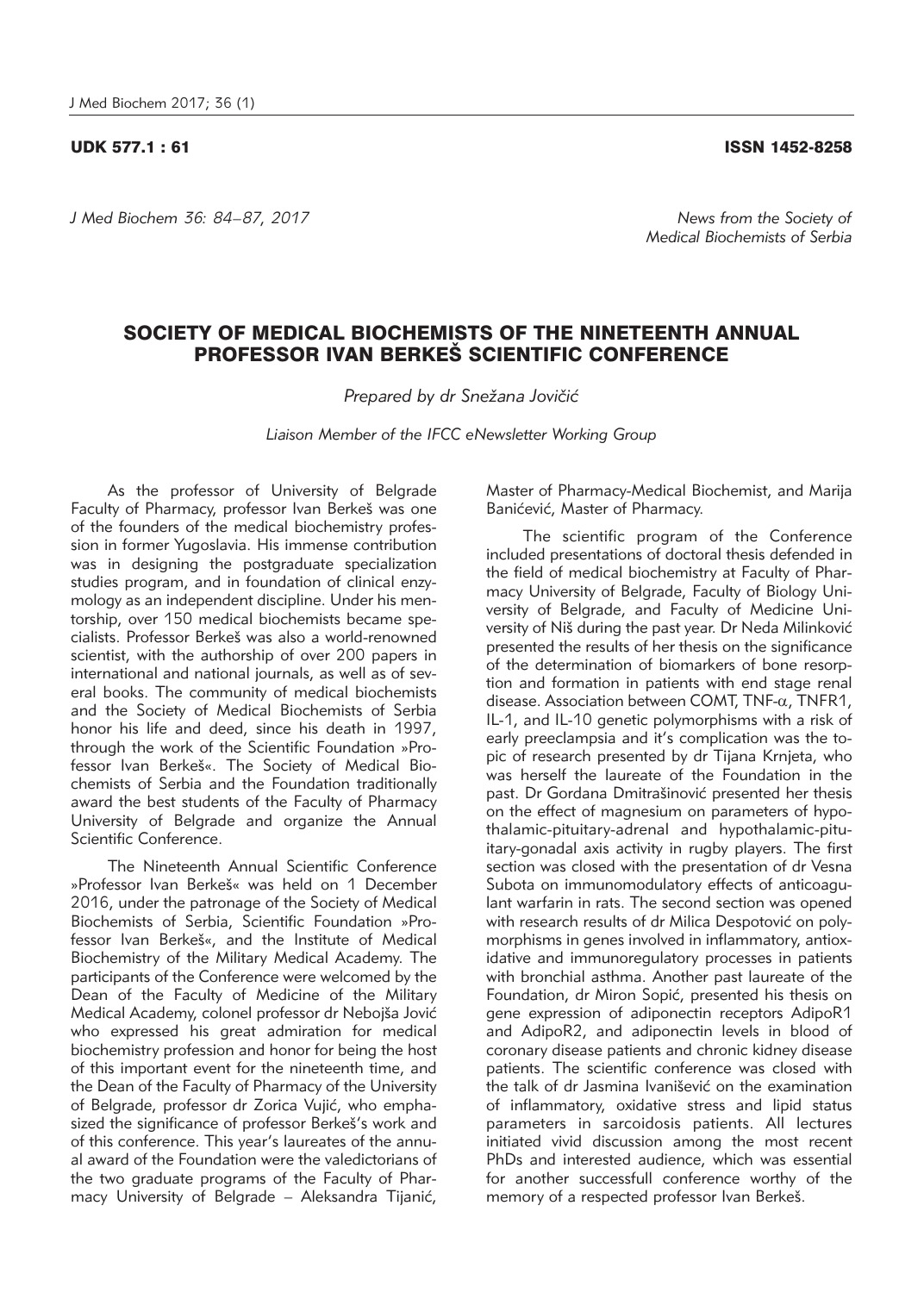UDK 577.1 : 61 ISSN 1452-8258

*J Med Biochem 36: 84–87, 2017*

*News from the Society of Medical Biochemists of Serbia*

# SOCIETY OF MEDICAL BIOCHEMISTS OF THE NINETEENTH ANNUAL PROFESSOR IVAN BERKEŠ SCIENTIFIC CONFERENCE

*Prepared by dr Snežana Jovičić*

*Liaison Member of the IFCC eNewsletter Working Group*

As the professor of University of Belgrade Faculty of Pharmacy, professor Ivan Berkeš was one of the founders of the medical biochemistry profession in former Yugoslavia. His immense contribution was in designing the postgraduate specialization studies program, and in foundation of clinical enzymology as an independent discipline. Under his mentorship, over 150 medical biochemists became specialists. Professor Berkeš was also a world-renowned scientist, with the authorship of over 200 papers in international and national journals, as well as of several books. The community of medical biochemists and the Society of Medical Biochemists of Serbia honor his life and deed, since his death in 1997, through the work of the Scientific Foundation »Professor Ivan Berkeš«. The Society of Medical Biochemists of Serbia and the Foundation traditionally award the best students of the Faculty of Pharmacy University of Belgrade and organize the Annual Scientific Conference.

The Nineteenth Annual Scientific Conference »Professor Ivan Berkeš« was held on 1 December 2016, under the patronage of the Society of Medical Biochemists of Serbia, Scientific Foundation »Professor Ivan Berkeš«, and the Institute of Medical Biochemistry of the Military Medical Academy. The participants of the Conference were welcomed by the Dean of the Faculty of Medicine of the Military Medical Academy, colonel professor dr Nebojša Jović who expressed his great admiration for medical biochemistry profession and honor for being the host of this important event for the nineteenth time, and the Dean of the Faculty of Pharmacy of the University of Belgrade, professor dr Zorica Vujić, who emphasized the significance of professor Berkeš's work and of this conference. This year's laureates of the annual award of the Foundation were the valedictorians of the two graduate programs of the Faculty of Pharmacy University of Belgrade – Aleksandra Tijanić, Master of Pharmacy-Medical Biochemist, and Marija Banićević, Master of Pharmacy.

The scientific program of the Conference included presentations of doctoral thesis defended in the field of medical biochemistry at Faculty of Pharmacy University of Belgrade, Faculty of Biology University of Belgrade, and Faculty of Medicine University of Niš during the past year. Dr Neda Milinković presented the results of her thesis on the significance of the determination of biomarkers of bone resorption and formation in patients with end stage renal disease. Association between COMT, TNF-$\alpha$, TNFR1, IL-1, and IL-10 genetic polymorphisms with a risk of early preeclampsia and it's complication was the topic of research presented by dr Tijana Krnjeta, who was herself the laureate of the Foundation in the past. Dr Gordana Dmitrašinović presented her thesis on the effect of magnesium on parameters of hypothalamic-pituitary-adrenal and hypothalamic-pituitary-gonadal axis activity in rugby players. The first section was closed with the presentation of dr Vesna Subota on immunomodulatory effects of anticoagulant warfarin in rats. The second section was opened with research results of dr Milica Despotović on polymorphisms in genes involved in inflammatory, antioxidative and immunoregulatory processes in patients with bronchial asthma. Another past laureate of the Foundation, dr Miron Sopić, presented his thesis on gene expression of adiponectin receptors AdipoR1 and AdipoR2, and adiponectin levels in blood of coronary disease patients and chronic kidney disease patients. The scientific conference was closed with the talk of dr Jasmina Ivanišević on the examination of inflammatory, oxidative stress and lipid status parameters in sarcoidosis patients. All lectures initiated vivid discussion among the most recent PhDs and interested audience, which was essential for another successfull conference worthy of the memory of a respected professor Ivan Berkeš.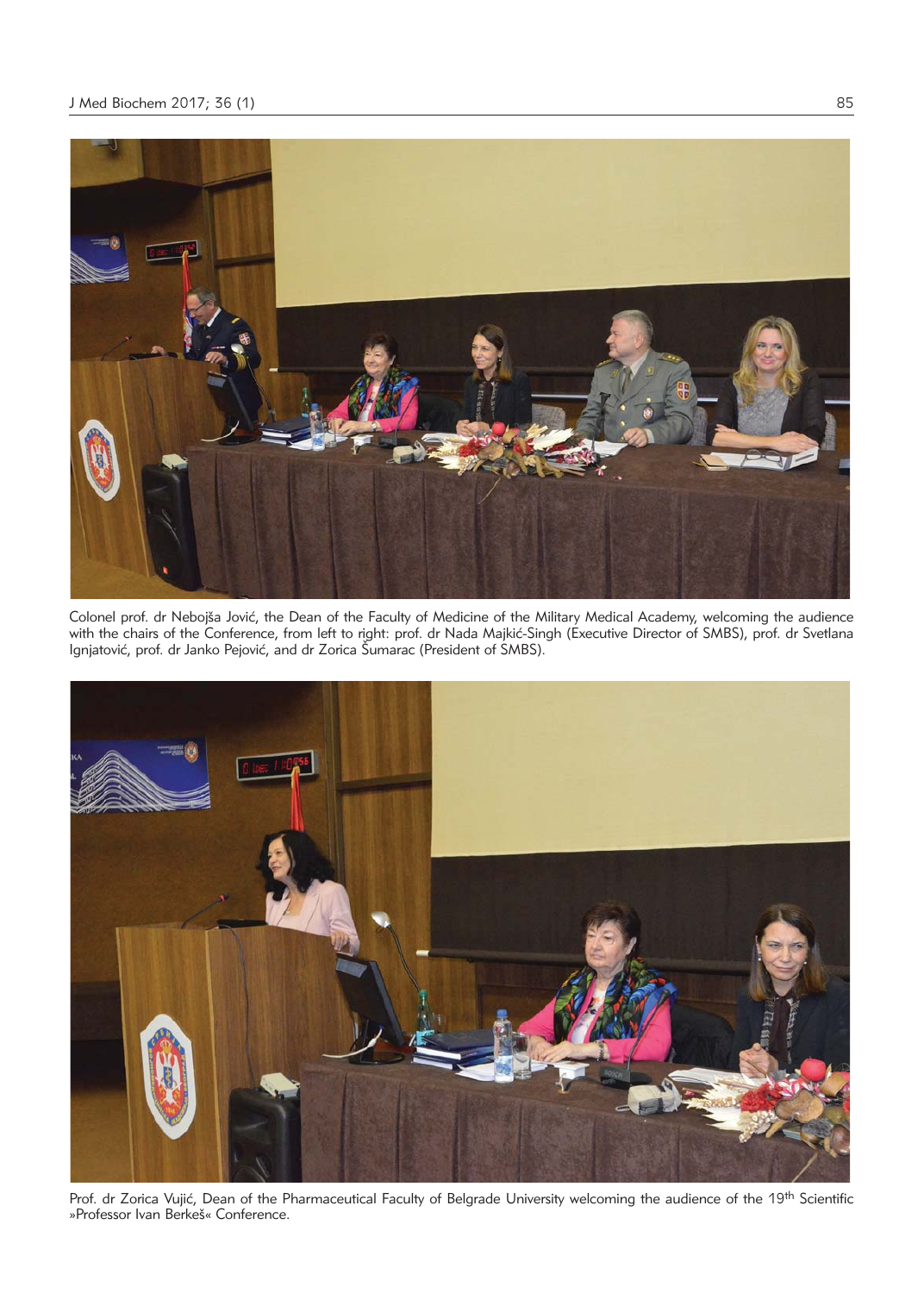Colonel prof. dr Nebojša Jović, the Dean of the Faculty of Medicine of the Military Medical Academy, welcoming the audience with the chairs of the Conference, from left to right: prof. dr Nada Majkić-Singh (Executive Director of SMBS), prof. dr Svetlana Ignjatović, prof. dr Janko Pejović, and dr Zorica Šumarac (President of SMBS).

Prof. dr Zorica Vujić, Dean of the Pharmaceutical Faculty of Belgrade University welcoming the audience of the 19$^{th}$ Scientific »Professor Ivan Berkeš« Conference.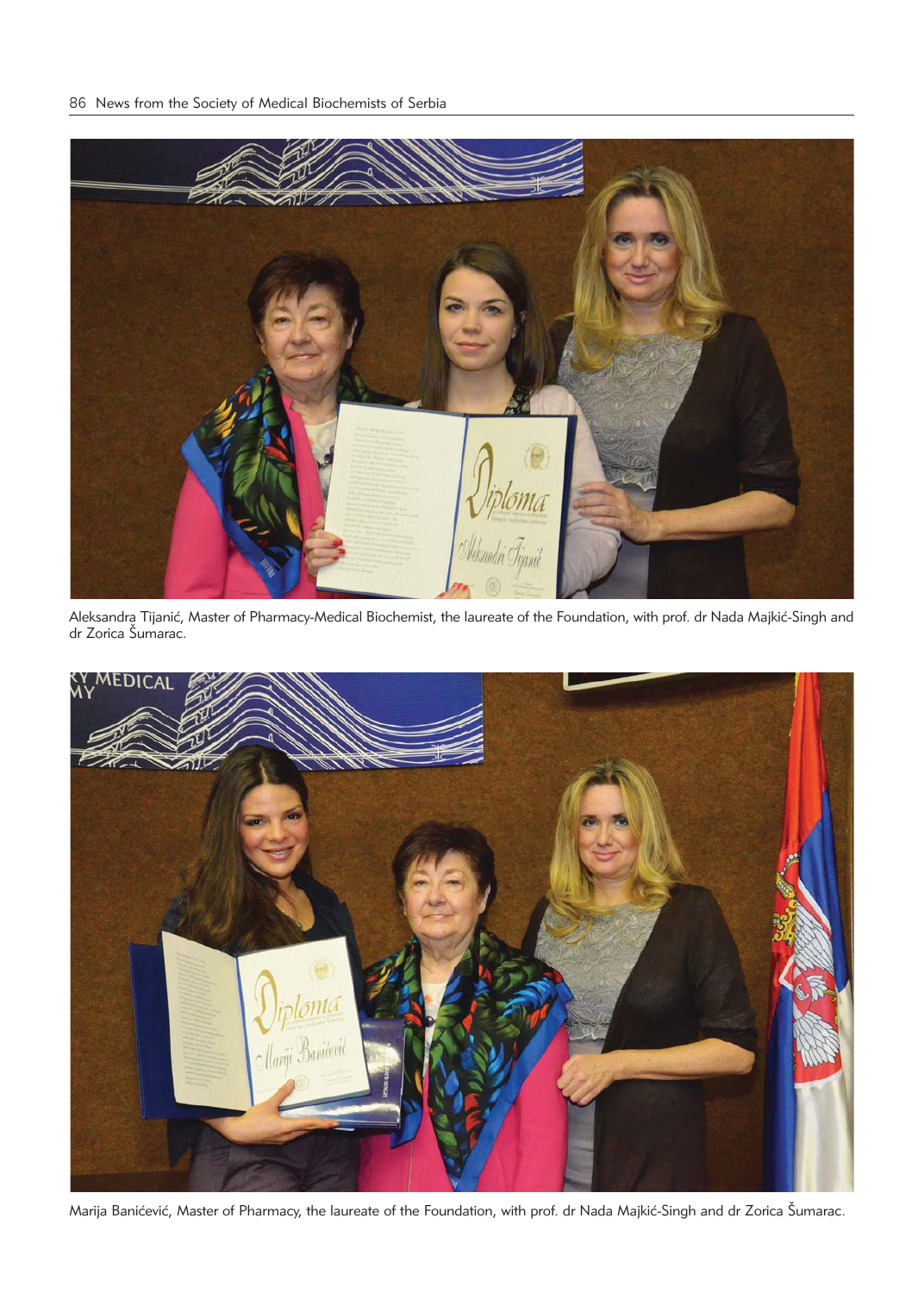Aleksandra Tijanić, Master of Pharmacy-Medical Biochemist, the laureate of the Foundation, with prof. dr Nada Majkić-Singh and dr Zorica Šumarac.

Marija Banićević, Master of Pharmacy, the laureate of the Foundation, with prof. dr Nada Majkić-Singh and dr Zorica Šumarac.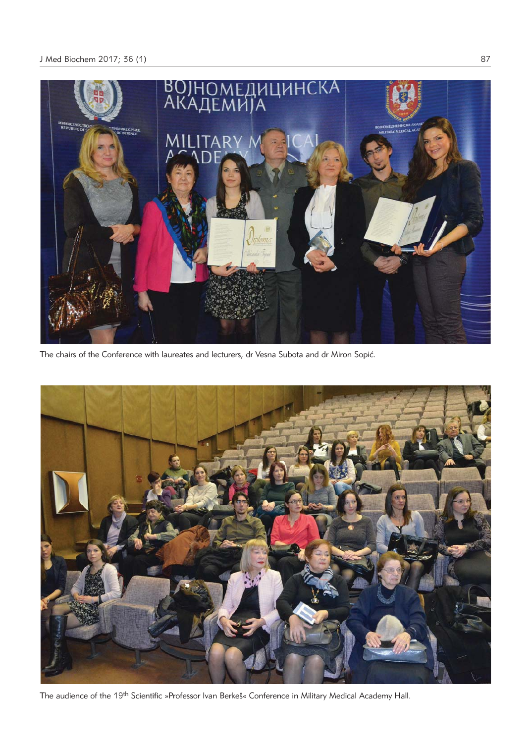The chairs of the Conference with laureates and lecturers, dr Vesna Subota and dr Miron Sopić.

The audience of the 19th Scientific »Professor Ivan Berkeš« Conference in Military Medical Academy Hall.